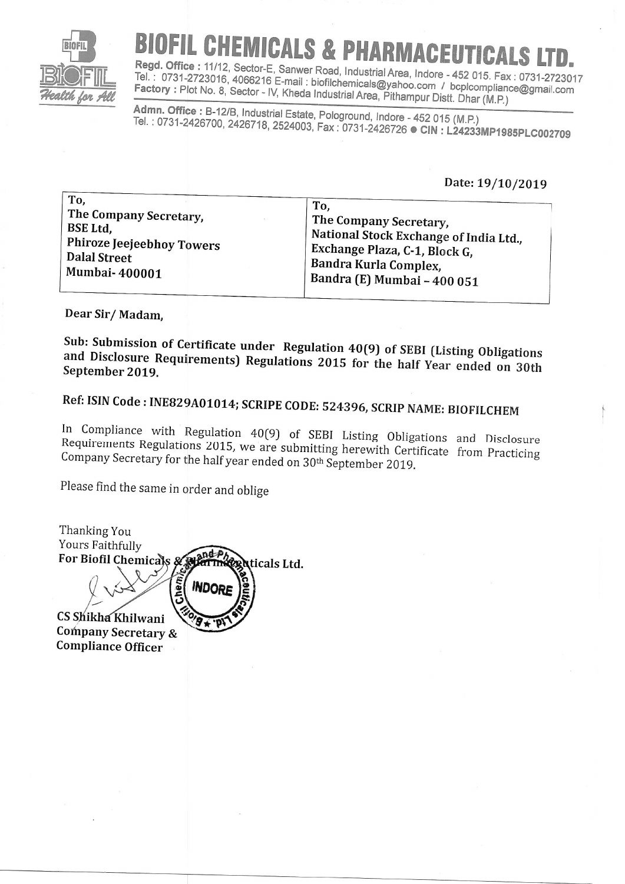# BIOFIL CHEMICALS & PHARMACEUTICALS LTD.

**Regd. Office :** 11/12, Sector-E, Sanwer Road, Industrial Area, Indore - 452 015. Fax : 0731-2723017
Tel. : 0731-2723016, 4066216 E-mail : biofilchemicals@yahoo.com / bcplcompliance@gmail.com
**Factory :** Plot No. 8, Sector - IV, Kheda Industrial Area, Pithampur Distt. Dhar (M.P.)

**Admn. Office :** B-12/B, Industrial Estate, Pologround, Indore - 452 015 (M.P.)
Tel. : 0731-2426700, 2426718, 2524003, Fax : 0731-2426726 ● **CIN : L24233MP1985PLC002709**

Date: 19/10/2019

| To, The Company Secretary, BSE Ltd, Phiroze Jeejeebhoy Towers Dalal Street Mumbai- 400001 | To, The Company Secretary, National Stock Exchange of India Ltd., Exchange Plaza, C-1, Block G, Bandra Kurla Complex, Bandra (E) Mumbai – 400 051 |
|---|---|

**Dear Sir/ Madam,**

**Sub: Submission of Certificate under Regulation 40(9) of SEBI (Listing Obligations and Disclosure Requirements) Regulations 2015 for the half Year ended on 30th September 2019.**

**Ref: ISIN Code : INE829A01014; SCRIPE CODE: 524396, SCRIP NAME: BIOFILCHEM**

In Compliance with Regulation 40(9) of SEBI Listing Obligations and Disclosure Requirements Regulations 2015, we are submitting herewith Certificate from Practicing Company Secretary for the half year ended on 30th September 2019.

Please find the same in order and oblige

Thanking You
Yours Faithfully
**For Biofil Chemicals & Pharmaceuticals Ltd.**

**CS Shikha Khilwani**
**Company Secretary &**
**Compliance Officer**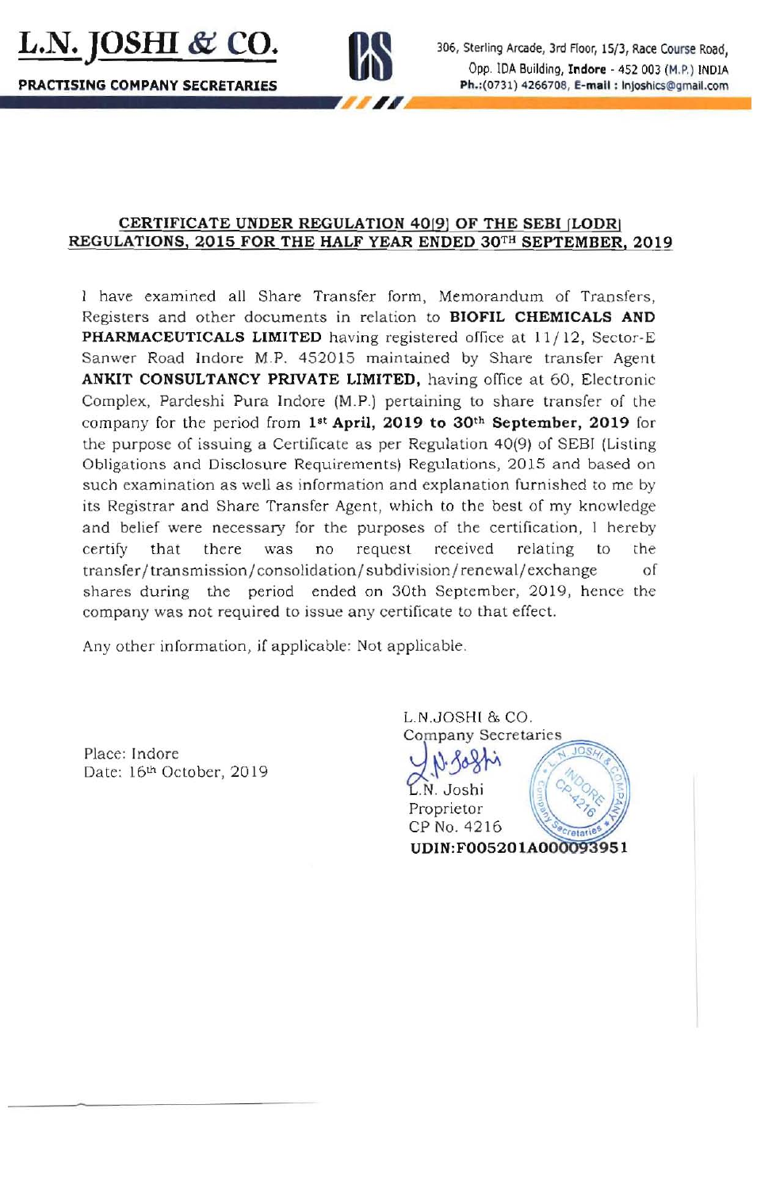**L.N. JOSHI & CO.**

**PRACTISING COMPANY SECRETARIES**

306, Sterling Arcade, 3rd Floor, 15/3, Race Course Road, Opp. IDA Building, **Indore** - 452 003 (M.P.) INDIA
**Ph.:**(0731) 4266708, **E-mail :** lnjoshics@gmail.com

## CERTIFICATE UNDER REGULATION 40(9) OF THE SEBI (LODR) REGULATIONS, 2015 FOR THE HALF YEAR ENDED 30TH SEPTEMBER, 2019

I have examined all Share Transfer form, Memorandum of Transfers, Registers and other documents in relation to **BIOFIL CHEMICALS AND PHARMACEUTICALS LIMITED** having registered office at 11/12, Sector-E Sanwer Road Indore M.P. 452015 maintained by Share transfer Agent **ANKIT CONSULTANCY PRIVATE LIMITED,** having office at 60, Electronic Complex, Pardeshi Pura Indore (M.P.) pertaining to share transfer of the company for the period from **1st April, 2019 to 30th September, 2019** for the purpose of issuing a Certificate as per Regulation 40(9) of SEBI (Listing Obligations and Disclosure Requirements) Regulations, 2015 and based on such examination as well as information and explanation furnished to me by its Registrar and Share Transfer Agent, which to the best of my knowledge and belief were necessary for the purposes of the certification, I hereby certify that there was no request received relating to the transfer/transmission/consolidation/subdivision/renewal/exchange of shares during the period ended on 30th September, 2019, hence the company was not required to issue any certificate to that effect.

Any other information, if applicable: Not applicable.

Place: Indore
Date: 16th October, 2019

L.N.JOSHI & CO.
Company Secretaries

L.N. Joshi
Proprietor
CP No. 4216
**UDIN:F005201A000093951**